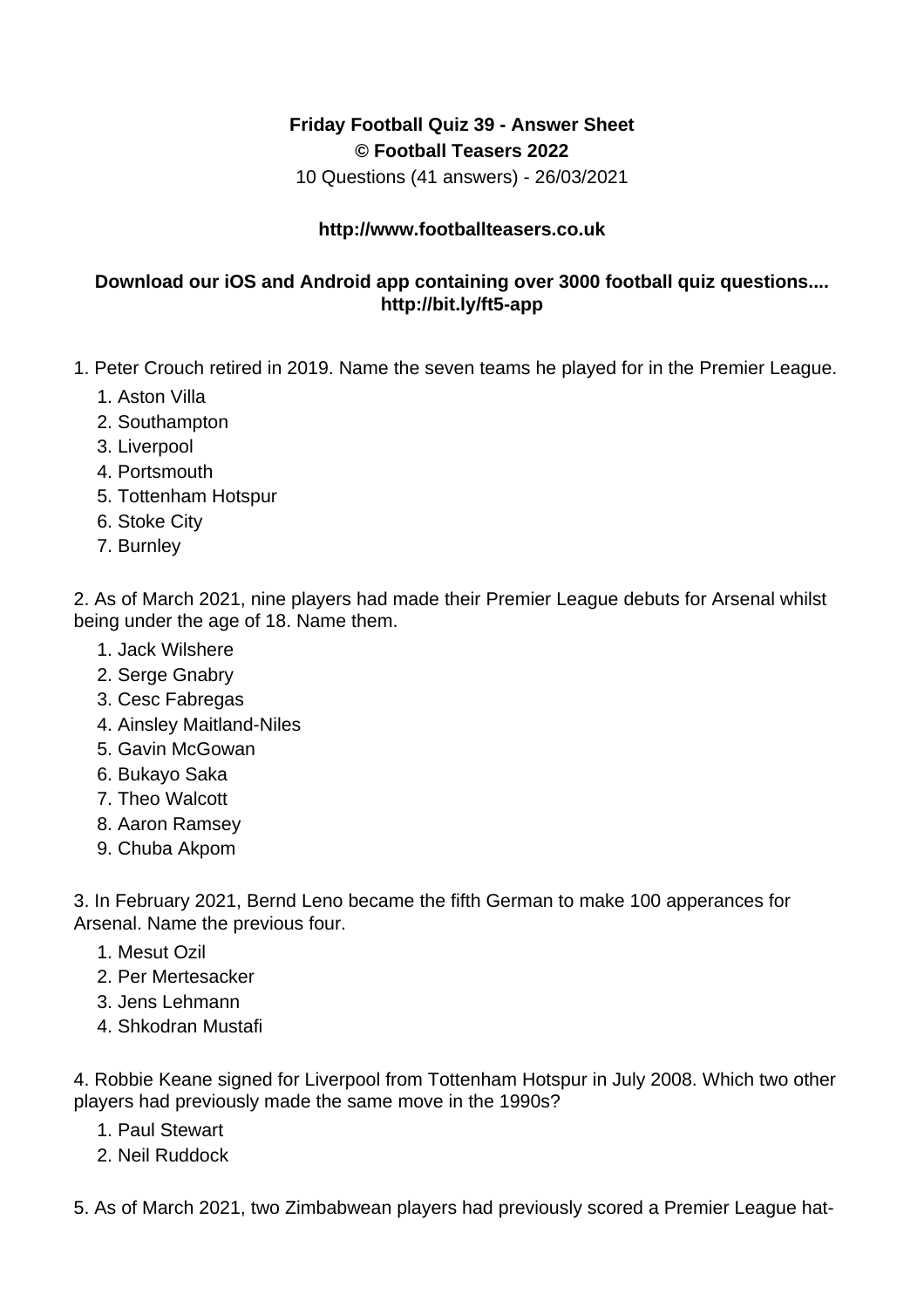**Friday Football Quiz 39 - Answer Sheet**
**© Football Teasers 2022**
10 Questions (41 answers) - 26/03/2021

**http://www.footballteasers.co.uk**

**Download our iOS and Android app containing over 3000 football quiz questions.... http://bit.ly/ft5-app**

1. Peter Crouch retired in 2019. Name the seven teams he played for in the Premier League.
   1. Aston Villa
   2. Southampton
   3. Liverpool
   4. Portsmouth
   5. Tottenham Hotspur
   6. Stoke City
   7. Burnley

2. As of March 2021, nine players had made their Premier League debuts for Arsenal whilst being under the age of 18. Name them.
   1. Jack Wilshere
   2. Serge Gnabry
   3. Cesc Fabregas
   4. Ainsley Maitland-Niles
   5. Gavin McGowan
   6. Bukayo Saka
   7. Theo Walcott
   8. Aaron Ramsey
   9. Chuba Akpom

3. In February 2021, Bernd Leno became the fifth German to make 100 apperances for Arsenal. Name the previous four.
   1. Mesut Ozil
   2. Per Mertesacker
   3. Jens Lehmann
   4. Shkodran Mustafi

4. Robbie Keane signed for Liverpool from Tottenham Hotspur in July 2008. Which two other players had previously made the same move in the 1990s?
   1. Paul Stewart
   2. Neil Ruddock

5. As of March 2021, two Zimbabwean players had previously scored a Premier League hat-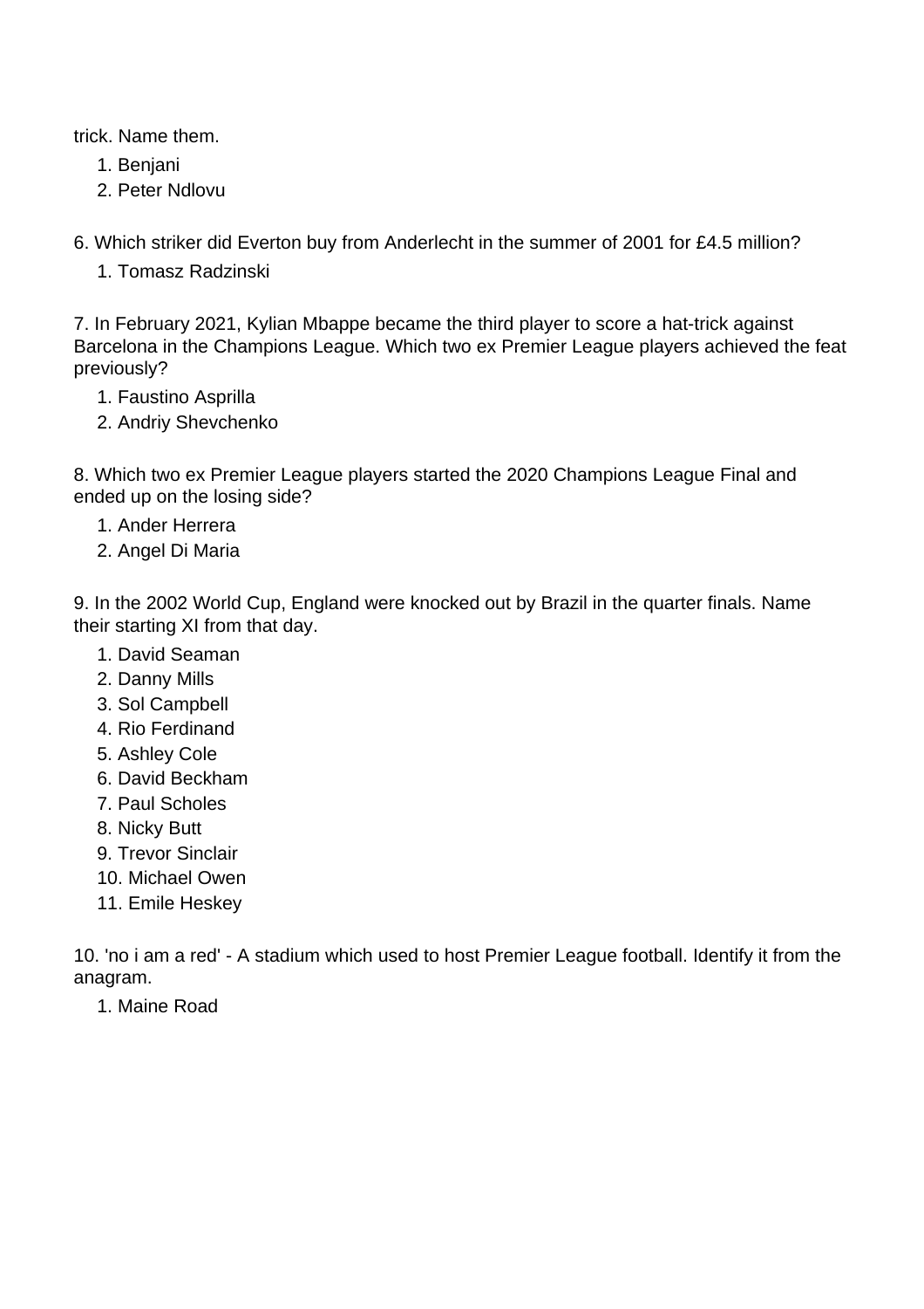trick. Name them.

1. Benjani
2. Peter Ndlovu

6. Which striker did Everton buy from Anderlecht in the summer of 2001 for £4.5 million?

1. Tomasz Radzinski

7. In February 2021, Kylian Mbappe became the third player to score a hat-trick against Barcelona in the Champions League. Which two ex Premier League players achieved the feat previously?

1. Faustino Asprilla
2. Andriy Shevchenko

8. Which two ex Premier League players started the 2020 Champions League Final and ended up on the losing side?

1. Ander Herrera
2. Angel Di Maria

9. In the 2002 World Cup, England were knocked out by Brazil in the quarter finals. Name their starting XI from that day.

1. David Seaman
2. Danny Mills
3. Sol Campbell
4. Rio Ferdinand
5. Ashley Cole
6. David Beckham
7. Paul Scholes
8. Nicky Butt
9. Trevor Sinclair
10. Michael Owen
11. Emile Heskey

10. 'no i am a red' - A stadium which used to host Premier League football. Identify it from the anagram.

1. Maine Road